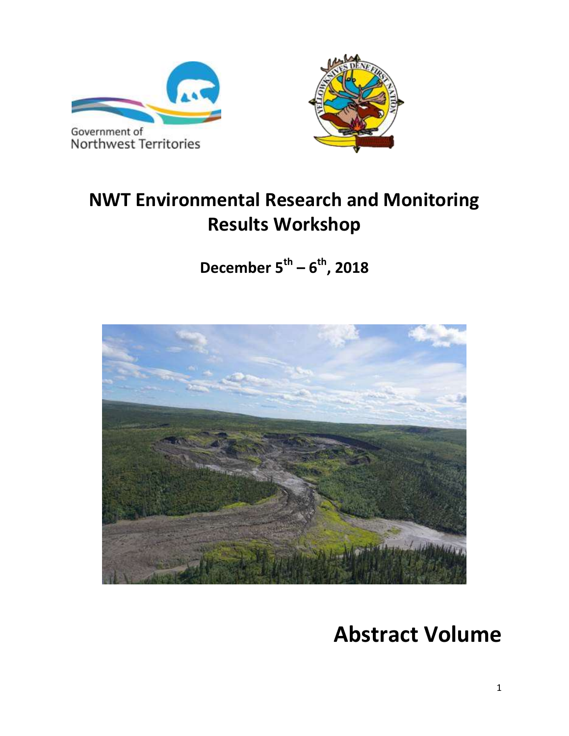Government of Northwest Territories

# NWT Environmental Research and Monitoring Results Workshop

## December 5th – 6th, 2018

# Abstract Volume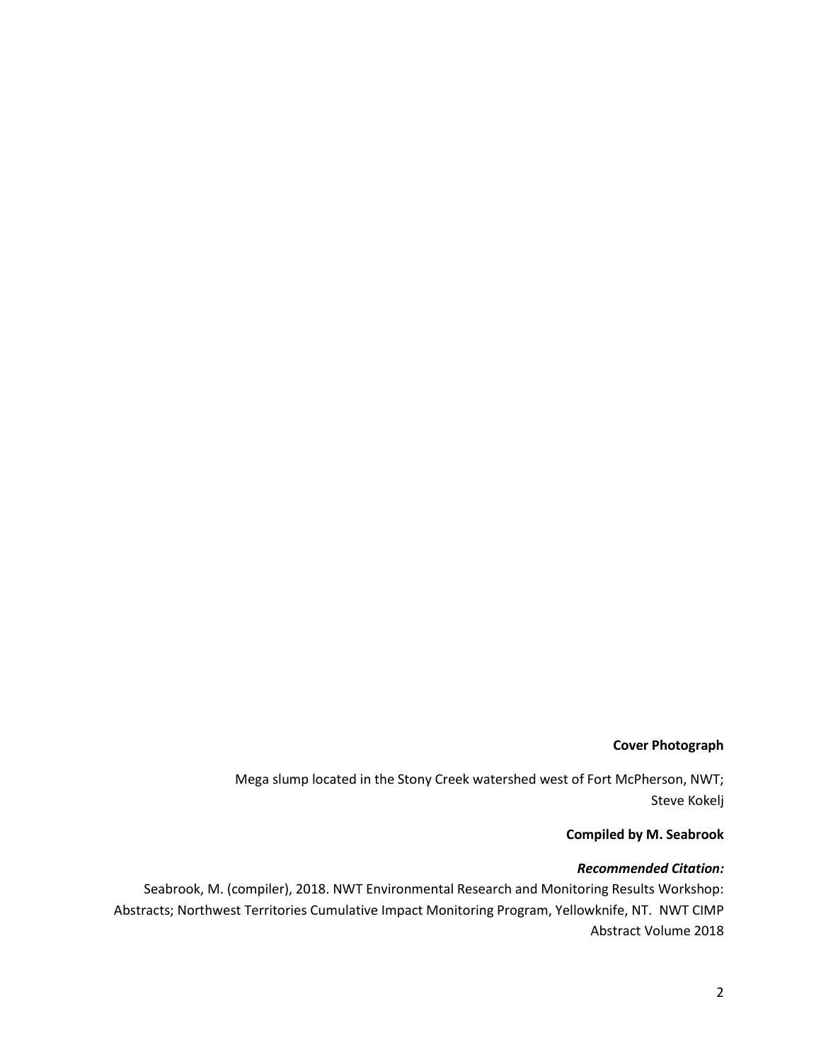**Cover Photograph**

Mega slump located in the Stony Creek watershed west of Fort McPherson, NWT; Steve Kokelj

**Compiled by M. Seabrook**

***Recommended Citation:***

Seabrook, M. (compiler), 2018. NWT Environmental Research and Monitoring Results Workshop: Abstracts; Northwest Territories Cumulative Impact Monitoring Program, Yellowknife, NT. NWT CIMP Abstract Volume 2018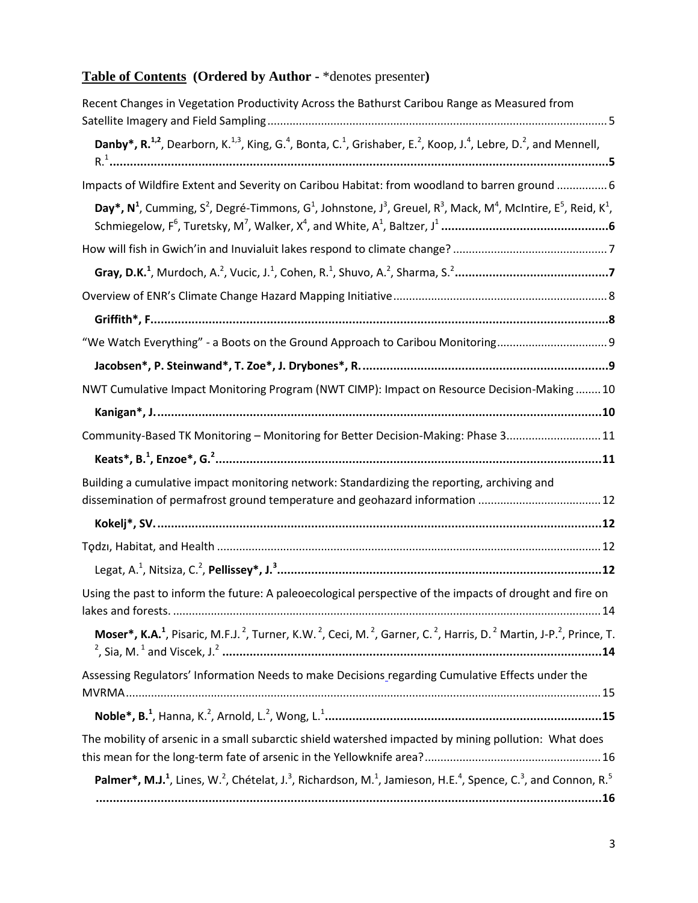## Table of Contents (Ordered by Author - *denotes presenter)

Recent Changes in Vegetation Productivity Across the Bathurst Caribou Range as Measured from Satellite Imagery and Field Sampling ........ 5

**Danby*, R.**[1,2], Dearborn, K.[1,3], King, G.[4], Bonta, C.[1], Grishaber, E.[2], Koop, J.[4], Lebre, D.[2], and Mennell, R.[1] ........ **5**

Impacts of Wildfire Extent and Severity on Caribou Habitat: from woodland to barren ground ........ 6

**Day*, N**[1], Cumming, S[2], Degré-Timmons, G[1], Johnstone, J[3], Greuel, R[3], Mack, M[4], McIntire, E[5], Reid, K[1], Schmiegelow, F[6], Turetsky, M[7], Walker, X[4], and White, A[1], Baltzer, J[1] ........ **6**

How will fish in Gwich'in and Inuvialuit lakes respond to climate change? ........ 7

**Gray, D.K.**[1], Murdoch, A.[2], Vucic, J.[1], Cohen, R.[1], Shuvo, A.[2], Sharma, S.[2] ........ **7**

Overview of ENR's Climate Change Hazard Mapping Initiative ........ 8

**Griffith*, F.** ........ **8**

"We Watch Everything" - a Boots on the Ground Approach to Caribou Monitoring ........ 9

**Jacobsen*, P. Steinwand*, T. Zoe*, J. Drybones*, R.** ........ **9**

NWT Cumulative Impact Monitoring Program (NWT CIMP): Impact on Resource Decision-Making ........ 10

**Kanigan*, J.** ........ **10**

Community-Based TK Monitoring – Monitoring for Better Decision-Making: Phase 3 ........ 11

**Keats*, B.**[1], **Enzoe*, G.**[2] ........ **11**

Building a cumulative impact monitoring network: Standardizing the reporting, archiving and dissemination of permafrost ground temperature and geohazard information ........ 12

**Kokelj*, SV.** ........ **12**

Tǫdzı, Habitat, and Health ........ 12

Legat, A.[1], Nitsiza, C.[2], **Pellissey*, J.**[3] ........ **12**

Using the past to inform the future: A paleoecological perspective of the impacts of drought and fire on lakes and forests. ........ 14

**Moser*, K.A.**[1], Pisaric, M.F.J.[2], Turner, K.W.[2], Ceci, M.[2], Garner, C.[2], Harris, D.[2] Martin, J-P.[2], Prince, T.[2], Sia, M.[1] and Viscek, J.[2] ........ **14**

Assessing Regulators' Information Needs to make Decisions regarding Cumulative Effects under the MVRMA ........ 15

**Noble*, B.**[1], Hanna, K.[2], Arnold, L.[2], Wong, L.[1] ........ **15**

The mobility of arsenic in a small subarctic shield watershed impacted by mining pollution: What does this mean for the long-term fate of arsenic in the Yellowknife area? ........ 16

**Palmer*, M.J.**[1], Lines, W.[2], Chételat, J.[3], Richardson, M.[1], Jamieson, H.E.[4], Spence, C.[3], and Connon, R.[5] ........ **16**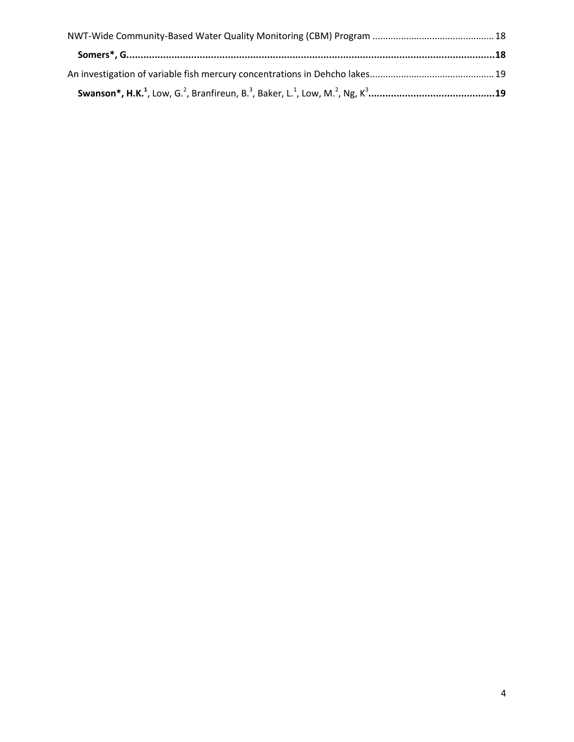NWT-Wide Community-Based Water Quality Monitoring (CBM) Program ............................................... 18

**Somers*, G.** ............................................................................................................................................. **18**

An investigation of variable fish mercury concentrations in Dehcho lakes ............................................... 19

**Swanson*, H.K.**[1], Low, G.[2], Branfireun, B.[3], Baker, L.[1], Low, M.[2], Ng, K[3] ............................................. **19**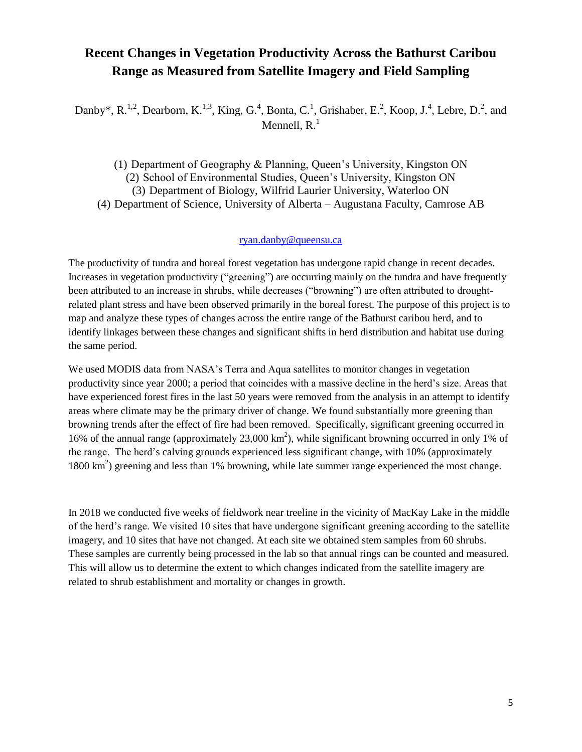# Recent Changes in Vegetation Productivity Across the Bathurst Caribou Range as Measured from Satellite Imagery and Field Sampling

Danby*, R.[1,2], Dearborn, K.[1,3], King, G.[4], Bonta, C.[1], Grishaber, E.[2], Koop, J.[4], Lebre, D.[2], and Mennell, R.[1]

(1) Department of Geography & Planning, Queen's University, Kingston ON
(2) School of Environmental Studies, Queen's University, Kingston ON
(3) Department of Biology, Wilfrid Laurier University, Waterloo ON
(4) Department of Science, University of Alberta – Augustana Faculty, Camrose AB

ryan.danby@queensu.ca

The productivity of tundra and boreal forest vegetation has undergone rapid change in recent decades. Increases in vegetation productivity ("greening") are occurring mainly on the tundra and have frequently been attributed to an increase in shrubs, while decreases ("browning") are often attributed to drought-related plant stress and have been observed primarily in the boreal forest. The purpose of this project is to map and analyze these types of changes across the entire range of the Bathurst caribou herd, and to identify linkages between these changes and significant shifts in herd distribution and habitat use during the same period.

We used MODIS data from NASA's Terra and Aqua satellites to monitor changes in vegetation productivity since year 2000; a period that coincides with a massive decline in the herd's size. Areas that have experienced forest fires in the last 50 years were removed from the analysis in an attempt to identify areas where climate may be the primary driver of change. We found substantially more greening than browning trends after the effect of fire had been removed. Specifically, significant greening occurred in 16% of the annual range (approximately 23,000 km$^2$), while significant browning occurred in only 1% of the range. The herd's calving grounds experienced less significant change, with 10% (approximately 1800 km$^2$) greening and less than 1% browning, while late summer range experienced the most change.

In 2018 we conducted five weeks of fieldwork near treeline in the vicinity of MacKay Lake in the middle of the herd's range. We visited 10 sites that have undergone significant greening according to the satellite imagery, and 10 sites that have not changed. At each site we obtained stem samples from 60 shrubs. These samples are currently being processed in the lab so that annual rings can be counted and measured. This will allow us to determine the extent to which changes indicated from the satellite imagery are related to shrub establishment and mortality or changes in growth.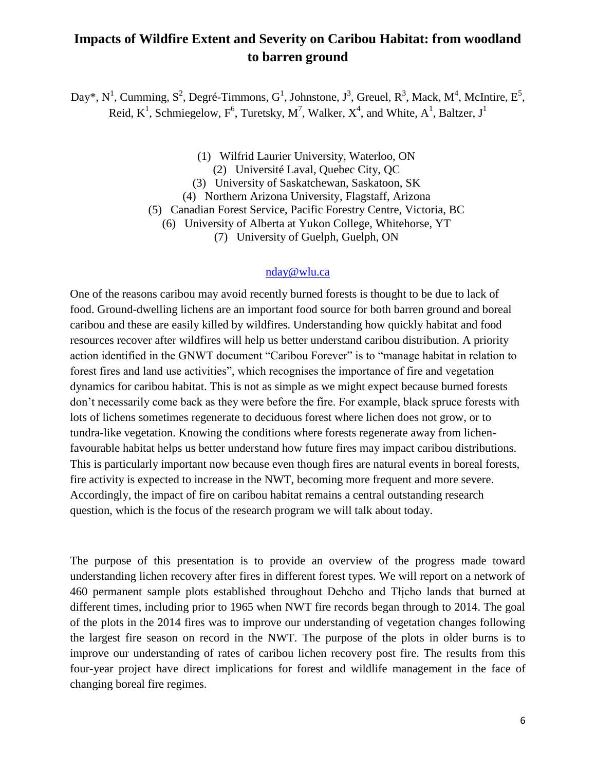# Impacts of Wildfire Extent and Severity on Caribou Habitat: from woodland to barren ground

Day*, N[1], Cumming, S[2], Degré-Timmons, G[1], Johnstone, J[3], Greuel, R[3], Mack, M[4], McIntire, E[5], Reid, K[1], Schmiegelow, F[6], Turetsky, M[7], Walker, X[4], and White, A[1], Baltzer, J[1]

(1) Wilfrid Laurier University, Waterloo, ON
(2) Université Laval, Quebec City, QC
(3) University of Saskatchewan, Saskatoon, SK
(4) Northern Arizona University, Flagstaff, Arizona
(5) Canadian Forest Service, Pacific Forestry Centre, Victoria, BC
(6) University of Alberta at Yukon College, Whitehorse, YT
(7) University of Guelph, Guelph, ON

nday@wlu.ca

One of the reasons caribou may avoid recently burned forests is thought to be due to lack of food. Ground-dwelling lichens are an important food source for both barren ground and boreal caribou and these are easily killed by wildfires. Understanding how quickly habitat and food resources recover after wildfires will help us better understand caribou distribution. A priority action identified in the GNWT document "Caribou Forever" is to "manage habitat in relation to forest fires and land use activities", which recognises the importance of fire and vegetation dynamics for caribou habitat. This is not as simple as we might expect because burned forests don't necessarily come back as they were before the fire. For example, black spruce forests with lots of lichens sometimes regenerate to deciduous forest where lichen does not grow, or to tundra-like vegetation. Knowing the conditions where forests regenerate away from lichen-favourable habitat helps us better understand how future fires may impact caribou distributions. This is particularly important now because even though fires are natural events in boreal forests, fire activity is expected to increase in the NWT, becoming more frequent and more severe. Accordingly, the impact of fire on caribou habitat remains a central outstanding research question, which is the focus of the research program we will talk about today.

The purpose of this presentation is to provide an overview of the progress made toward understanding lichen recovery after fires in different forest types. We will report on a network of 460 permanent sample plots established throughout Dehcho and Tłı̨chǫ lands that burned at different times, including prior to 1965 when NWT fire records began through to 2014. The goal of the plots in the 2014 fires was to improve our understanding of vegetation changes following the largest fire season on record in the NWT. The purpose of the plots in older burns is to improve our understanding of rates of caribou lichen recovery post fire. The results from this four-year project have direct implications for forest and wildlife management in the face of changing boreal fire regimes.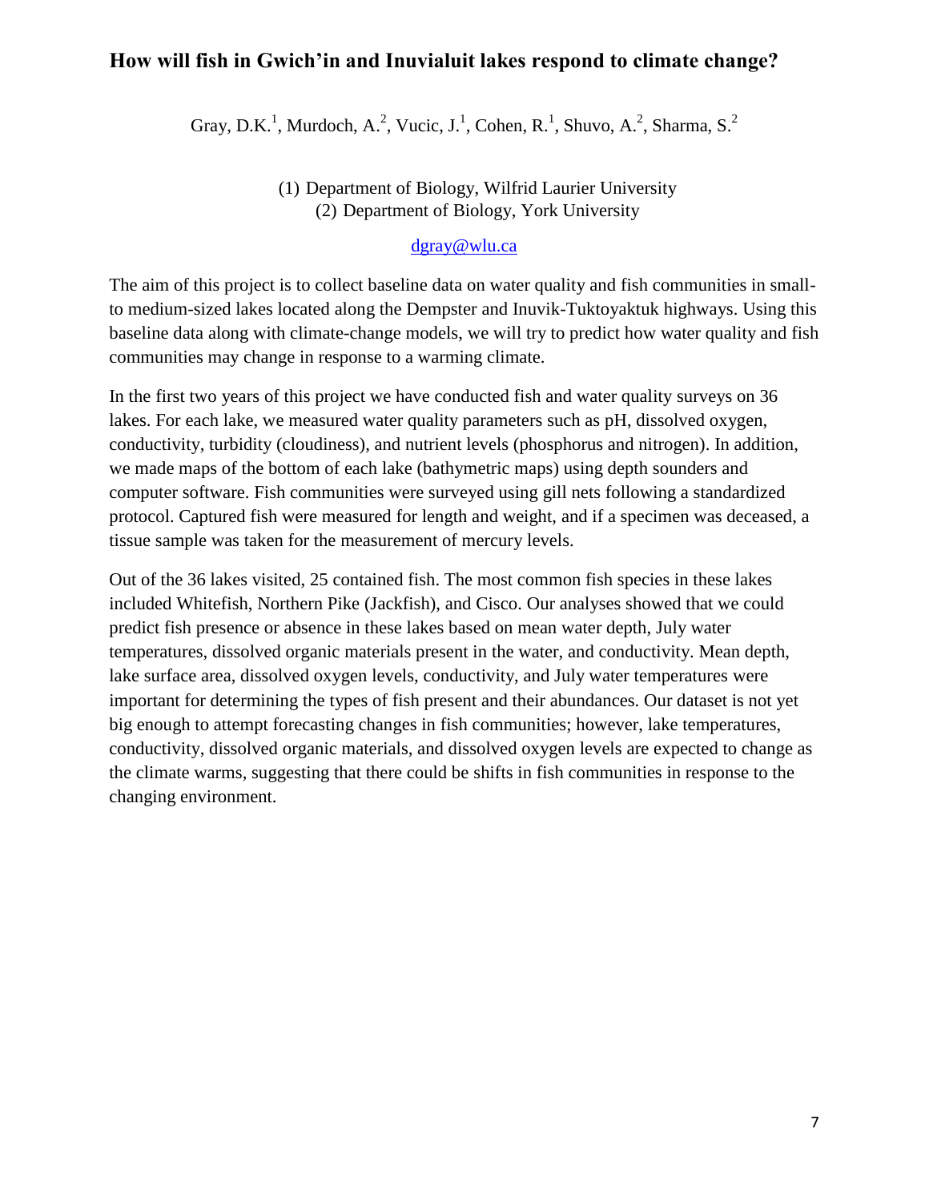## How will fish in Gwich'in and Inuvialuit lakes respond to climate change?

Gray, D.K.[1], Murdoch, A.[2], Vucic, J.[1], Cohen, R.[1], Shuvo, A.[2], Sharma, S.[2]

(1) Department of Biology, Wilfrid Laurier University
(2) Department of Biology, York University

dgray@wlu.ca

The aim of this project is to collect baseline data on water quality and fish communities in small- to medium-sized lakes located along the Dempster and Inuvik-Tuktoyaktuk highways. Using this baseline data along with climate-change models, we will try to predict how water quality and fish communities may change in response to a warming climate.

In the first two years of this project we have conducted fish and water quality surveys on 36 lakes. For each lake, we measured water quality parameters such as pH, dissolved oxygen, conductivity, turbidity (cloudiness), and nutrient levels (phosphorus and nitrogen). In addition, we made maps of the bottom of each lake (bathymetric maps) using depth sounders and computer software. Fish communities were surveyed using gill nets following a standardized protocol. Captured fish were measured for length and weight, and if a specimen was deceased, a tissue sample was taken for the measurement of mercury levels.

Out of the 36 lakes visited, 25 contained fish. The most common fish species in these lakes included Whitefish, Northern Pike (Jackfish), and Cisco. Our analyses showed that we could predict fish presence or absence in these lakes based on mean water depth, July water temperatures, dissolved organic materials present in the water, and conductivity. Mean depth, lake surface area, dissolved oxygen levels, conductivity, and July water temperatures were important for determining the types of fish present and their abundances. Our dataset is not yet big enough to attempt forecasting changes in fish communities; however, lake temperatures, conductivity, dissolved organic materials, and dissolved oxygen levels are expected to change as the climate warms, suggesting that there could be shifts in fish communities in response to the changing environment.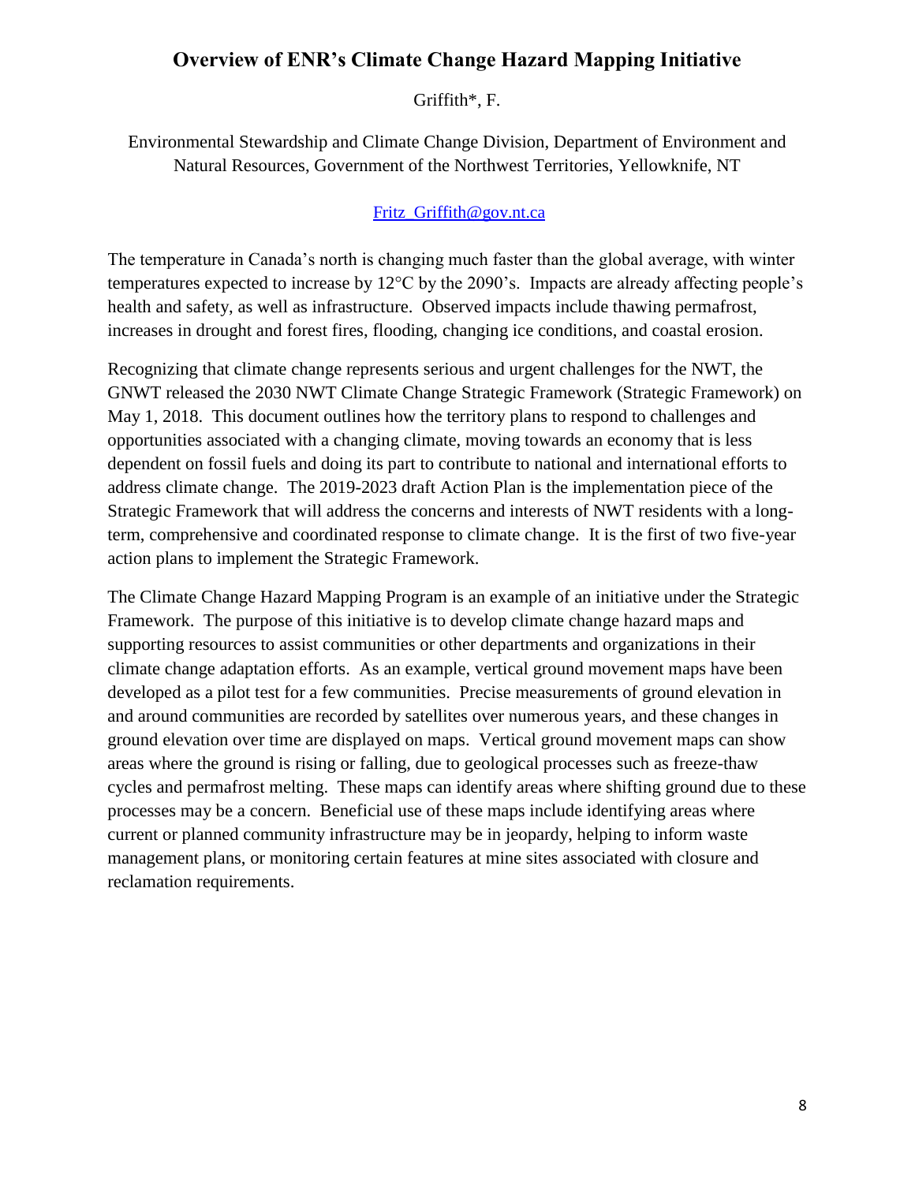# Overview of ENR's Climate Change Hazard Mapping Initiative

Griffith*, F.

Environmental Stewardship and Climate Change Division, Department of Environment and Natural Resources, Government of the Northwest Territories, Yellowknife, NT

Fritz_Griffith@gov.nt.ca

The temperature in Canada's north is changing much faster than the global average, with winter temperatures expected to increase by 12°C by the 2090's. Impacts are already affecting people's health and safety, as well as infrastructure. Observed impacts include thawing permafrost, increases in drought and forest fires, flooding, changing ice conditions, and coastal erosion.

Recognizing that climate change represents serious and urgent challenges for the NWT, the GNWT released the 2030 NWT Climate Change Strategic Framework (Strategic Framework) on May 1, 2018. This document outlines how the territory plans to respond to challenges and opportunities associated with a changing climate, moving towards an economy that is less dependent on fossil fuels and doing its part to contribute to national and international efforts to address climate change. The 2019-2023 draft Action Plan is the implementation piece of the Strategic Framework that will address the concerns and interests of NWT residents with a long-term, comprehensive and coordinated response to climate change. It is the first of two five-year action plans to implement the Strategic Framework.

The Climate Change Hazard Mapping Program is an example of an initiative under the Strategic Framework. The purpose of this initiative is to develop climate change hazard maps and supporting resources to assist communities or other departments and organizations in their climate change adaptation efforts. As an example, vertical ground movement maps have been developed as a pilot test for a few communities. Precise measurements of ground elevation in and around communities are recorded by satellites over numerous years, and these changes in ground elevation over time are displayed on maps. Vertical ground movement maps can show areas where the ground is rising or falling, due to geological processes such as freeze-thaw cycles and permafrost melting. These maps can identify areas where shifting ground due to these processes may be a concern. Beneficial use of these maps include identifying areas where current or planned community infrastructure may be in jeopardy, helping to inform waste management plans, or monitoring certain features at mine sites associated with closure and reclamation requirements.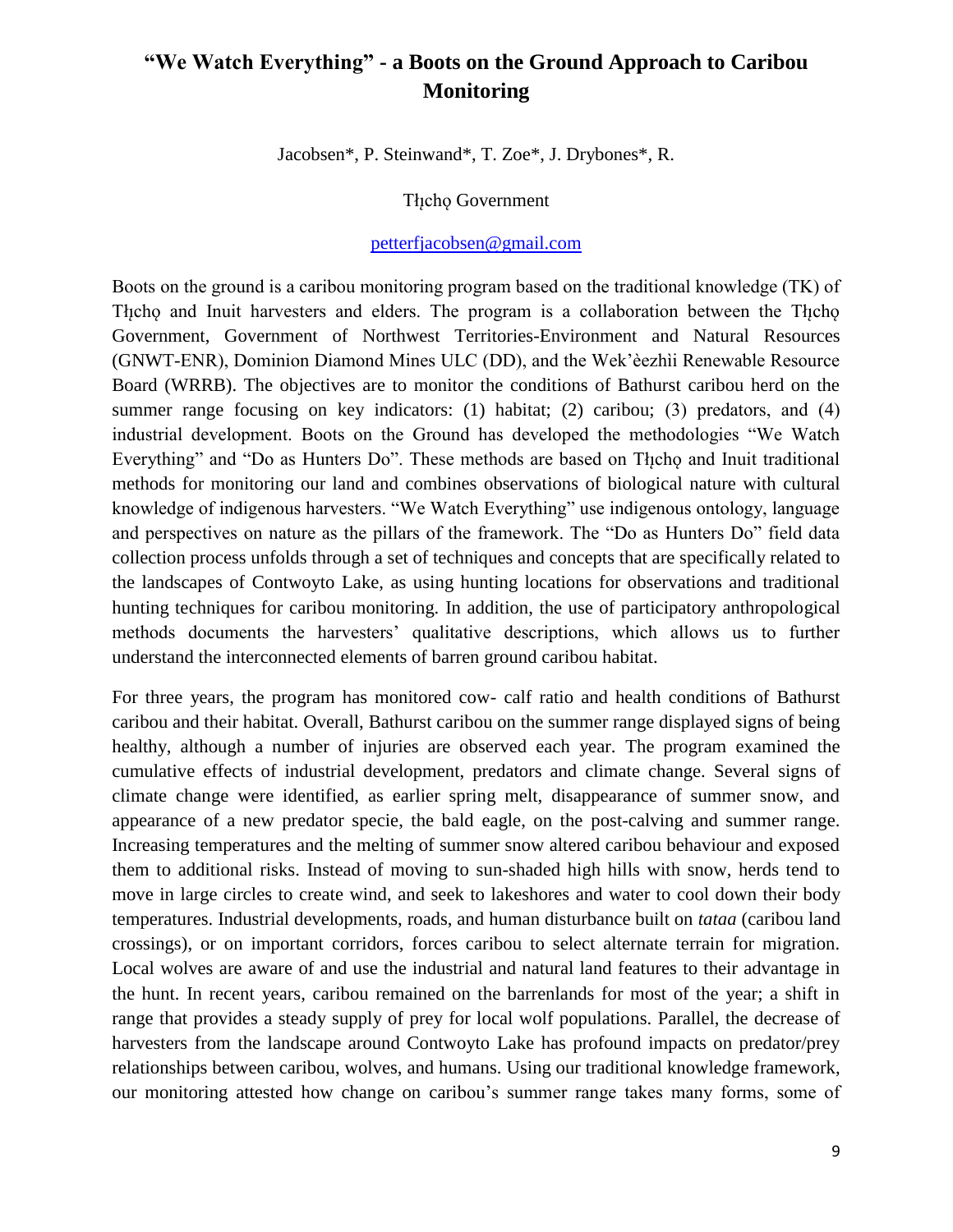## "We Watch Everything" - a Boots on the Ground Approach to Caribou Monitoring

Jacobsen*, P. Steinwand*, T. Zoe*, J. Drybones*, R.

Tłįchǫ Government

petterfjacobsen@gmail.com

Boots on the ground is a caribou monitoring program based on the traditional knowledge (TK) of Tłįchǫ and Inuit harvesters and elders. The program is a collaboration between the Tłįchǫ Government, Government of Northwest Territories-Environment and Natural Resources (GNWT-ENR), Dominion Diamond Mines ULC (DD), and the Wek'èezhìi Renewable Resource Board (WRRB). The objectives are to monitor the conditions of Bathurst caribou herd on the summer range focusing on key indicators: (1) habitat; (2) caribou; (3) predators, and (4) industrial development. Boots on the Ground has developed the methodologies "We Watch Everything" and "Do as Hunters Do". These methods are based on Tłįchǫ and Inuit traditional methods for monitoring our land and combines observations of biological nature with cultural knowledge of indigenous harvesters. "We Watch Everything" use indigenous ontology, language and perspectives on nature as the pillars of the framework. The "Do as Hunters Do" field data collection process unfolds through a set of techniques and concepts that are specifically related to the landscapes of Contwoyto Lake, as using hunting locations for observations and traditional hunting techniques for caribou monitoring. In addition, the use of participatory anthropological methods documents the harvesters' qualitative descriptions, which allows us to further understand the interconnected elements of barren ground caribou habitat.

For three years, the program has monitored cow- calf ratio and health conditions of Bathurst caribou and their habitat. Overall, Bathurst caribou on the summer range displayed signs of being healthy, although a number of injuries are observed each year. The program examined the cumulative effects of industrial development, predators and climate change. Several signs of climate change were identified, as earlier spring melt, disappearance of summer snow, and appearance of a new predator specie, the bald eagle, on the post-calving and summer range. Increasing temperatures and the melting of summer snow altered caribou behaviour and exposed them to additional risks. Instead of moving to sun-shaded high hills with snow, herds tend to move in large circles to create wind, and seek to lakeshores and water to cool down their body temperatures. Industrial developments, roads, and human disturbance built on *tataa* (caribou land crossings), or on important corridors, forces caribou to select alternate terrain for migration. Local wolves are aware of and use the industrial and natural land features to their advantage in the hunt. In recent years, caribou remained on the barrenlands for most of the year; a shift in range that provides a steady supply of prey for local wolf populations. Parallel, the decrease of harvesters from the landscape around Contwoyto Lake has profound impacts on predator/prey relationships between caribou, wolves, and humans. Using our traditional knowledge framework, our monitoring attested how change on caribou's summer range takes many forms, some of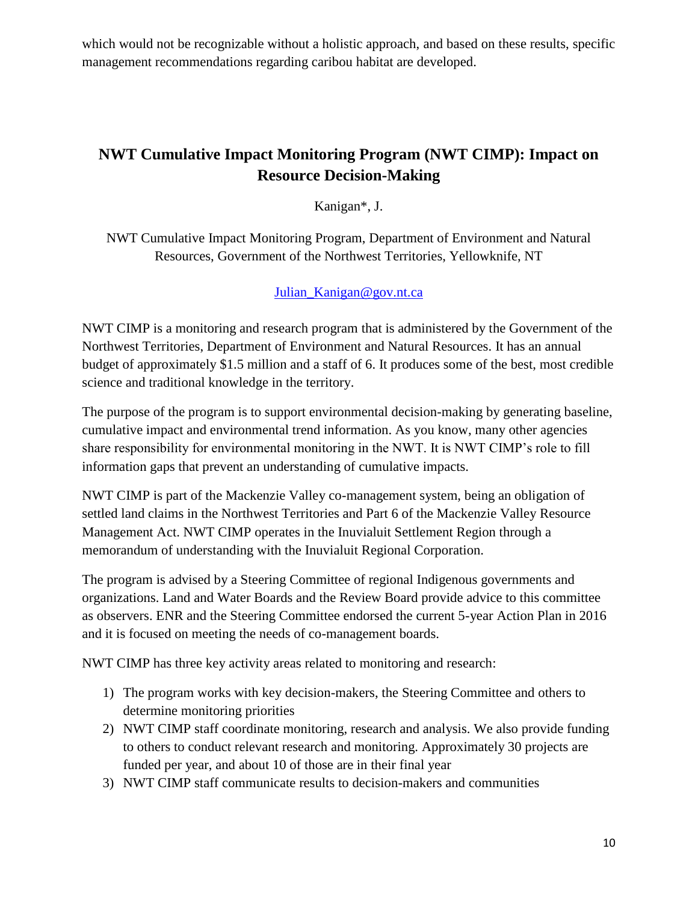which would not be recognizable without a holistic approach, and based on these results, specific management recommendations regarding caribou habitat are developed.

## NWT Cumulative Impact Monitoring Program (NWT CIMP): Impact on Resource Decision-Making

Kanigan*, J.

NWT Cumulative Impact Monitoring Program, Department of Environment and Natural Resources, Government of the Northwest Territories, Yellowknife, NT

Julian_Kanigan@gov.nt.ca

NWT CIMP is a monitoring and research program that is administered by the Government of the Northwest Territories, Department of Environment and Natural Resources. It has an annual budget of approximately $1.5 million and a staff of 6. It produces some of the best, most credible science and traditional knowledge in the territory.

The purpose of the program is to support environmental decision-making by generating baseline, cumulative impact and environmental trend information. As you know, many other agencies share responsibility for environmental monitoring in the NWT. It is NWT CIMP's role to fill information gaps that prevent an understanding of cumulative impacts.

NWT CIMP is part of the Mackenzie Valley co-management system, being an obligation of settled land claims in the Northwest Territories and Part 6 of the Mackenzie Valley Resource Management Act. NWT CIMP operates in the Inuvialuit Settlement Region through a memorandum of understanding with the Inuvialuit Regional Corporation.

The program is advised by a Steering Committee of regional Indigenous governments and organizations. Land and Water Boards and the Review Board provide advice to this committee as observers. ENR and the Steering Committee endorsed the current 5-year Action Plan in 2016 and it is focused on meeting the needs of co-management boards.

NWT CIMP has three key activity areas related to monitoring and research:

1) The program works with key decision-makers, the Steering Committee and others to determine monitoring priorities
2) NWT CIMP staff coordinate monitoring, research and analysis. We also provide funding to others to conduct relevant research and monitoring. Approximately 30 projects are funded per year, and about 10 of those are in their final year
3) NWT CIMP staff communicate results to decision-makers and communities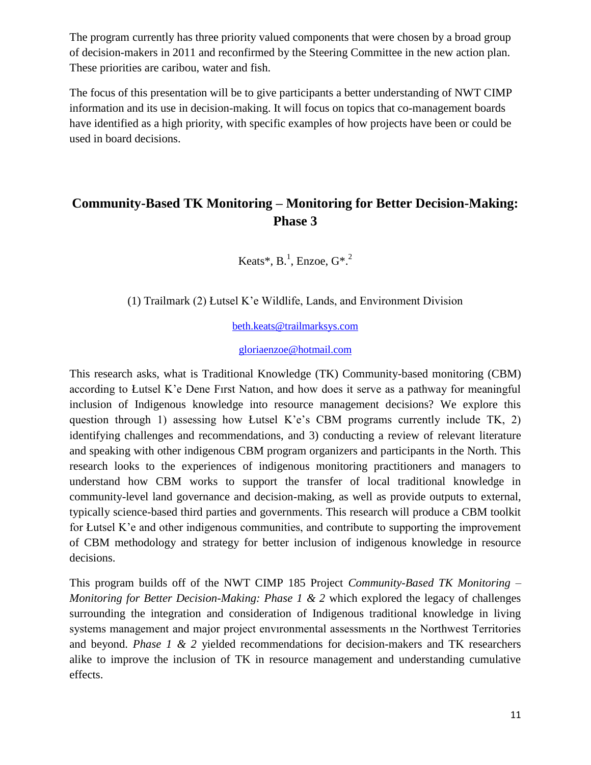The program currently has three priority valued components that were chosen by a broad group of decision-makers in 2011 and reconfirmed by the Steering Committee in the new action plan. These priorities are caribou, water and fish.

The focus of this presentation will be to give participants a better understanding of NWT CIMP information and its use in decision-making. It will focus on topics that co-management boards have identified as a high priority, with specific examples of how projects have been or could be used in board decisions.

## Community-Based TK Monitoring – Monitoring for Better Decision-Making: Phase 3

Keats*, B.[1], Enzoe, G*.[2]

(1) Trailmark (2) Łutsel K'e Wildlife, Lands, and Environment Division

beth.keats@trailmarksys.com

gloriaenzoe@hotmail.com

This research asks, what is Traditional Knowledge (TK) Community-based monitoring (CBM) according to Łutsel K'e Dene Fırst Natıon, and how does it serve as a pathway for meaningful inclusion of Indigenous knowledge into resource management decisions? We explore this question through 1) assessing how Łutsel K'e's CBM programs currently include TK, 2) identifying challenges and recommendations, and 3) conducting a review of relevant literature and speaking with other indigenous CBM program organizers and participants in the North. This research looks to the experiences of indigenous monitoring practitioners and managers to understand how CBM works to support the transfer of local traditional knowledge in community-level land governance and decision-making, as well as provide outputs to external, typically science-based third parties and governments. This research will produce a CBM toolkit for Łutsel K'e and other indigenous communities, and contribute to supporting the improvement of CBM methodology and strategy for better inclusion of indigenous knowledge in resource decisions.

This program builds off of the NWT CIMP 185 Project *Community-Based TK Monitoring – Monitoring for Better Decision-Making: Phase 1 & 2* which explored the legacy of challenges surrounding the integration and consideration of Indigenous traditional knowledge in living systems management and major project envıronmental assessments ın the Northwest Territories and beyond. *Phase 1 & 2* yielded recommendations for decision-makers and TK researchers alike to improve the inclusion of TK in resource management and understanding cumulative effects.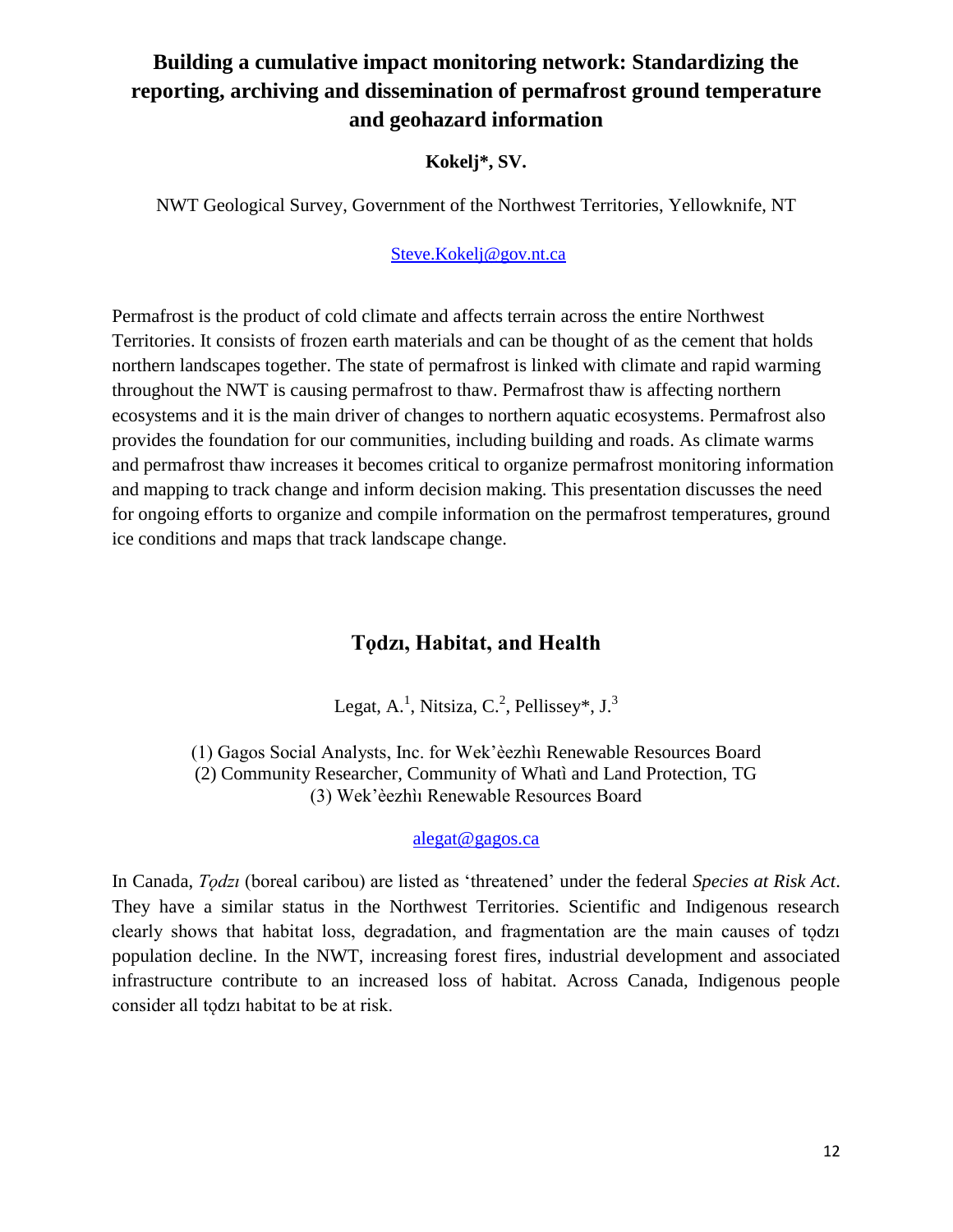## Building a cumulative impact monitoring network: Standardizing the reporting, archiving and dissemination of permafrost ground temperature and geohazard information

**Kokelj*, SV.**

NWT Geological Survey, Government of the Northwest Territories, Yellowknife, NT

Steve.Kokelj@gov.nt.ca

Permafrost is the product of cold climate and affects terrain across the entire Northwest Territories. It consists of frozen earth materials and can be thought of as the cement that holds northern landscapes together. The state of permafrost is linked with climate and rapid warming throughout the NWT is causing permafrost to thaw. Permafrost thaw is affecting northern ecosystems and it is the main driver of changes to northern aquatic ecosystems. Permafrost also provides the foundation for our communities, including building and roads. As climate warms and permafrost thaw increases it becomes critical to organize permafrost monitoring information and mapping to track change and inform decision making. This presentation discusses the need for ongoing efforts to organize and compile information on the permafrost temperatures, ground ice conditions and maps that track landscape change.

## Tǫdzı, Habitat, and Health

Legat, A.[1], Nitsiza, C.[2], Pellissey*, J.[3]

(1) Gagos Social Analysts, Inc. for Wek'èezhìı Renewable Resources Board
(2) Community Researcher, Community of Whatì and Land Protection, TG
(3) Wek'èezhìı Renewable Resources Board

alegat@gagos.ca

In Canada, *Tǫdzı* (boreal caribou) are listed as 'threatened' under the federal *Species at Risk Act*. They have a similar status in the Northwest Territories. Scientific and Indigenous research clearly shows that habitat loss, degradation, and fragmentation are the main causes of tǫdzı population decline. In the NWT, increasing forest fires, industrial development and associated infrastructure contribute to an increased loss of habitat. Across Canada, Indigenous people consider all tǫdzı habitat to be at risk.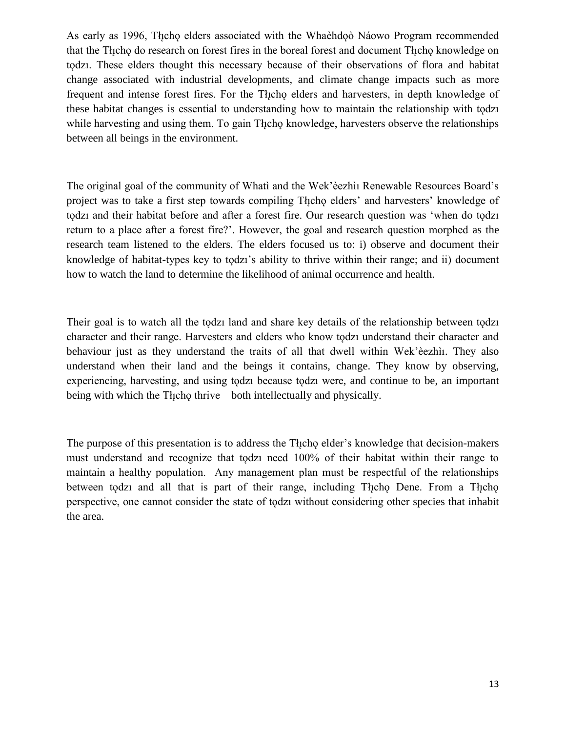As early as 1996, Tłı̨chǫ elders associated with the Whaèhdǫ̀ Náowo Program recommended that the Tłı̨chǫ do research on forest fires in the boreal forest and document Tłı̨chǫ knowledge on tǫdzı. These elders thought this necessary because of their observations of flora and habitat change associated with industrial developments, and climate change impacts such as more frequent and intense forest fires. For the Tłı̨chǫ elders and harvesters, in depth knowledge of these habitat changes is essential to understanding how to maintain the relationship with tǫdzı while harvesting and using them. To gain Tłı̨chǫ knowledge, harvesters observe the relationships between all beings in the environment.

The original goal of the community of Whatì and the Wek'èezhìı Renewable Resources Board's project was to take a first step towards compiling Tłı̨chǫ elders' and harvesters' knowledge of tǫdzı and their habitat before and after a forest fire. Our research question was 'when do tǫdzı return to a place after a forest fire?'. However, the goal and research question morphed as the research team listened to the elders. The elders focused us to: i) observe and document their knowledge of habitat-types key to tǫdzı's ability to thrive within their range; and ii) document how to watch the land to determine the likelihood of animal occurrence and health.

Their goal is to watch all the tǫdzı land and share key details of the relationship between tǫdzı character and their range. Harvesters and elders who know tǫdzı understand their character and behaviour just as they understand the traits of all that dwell within Wek'èezhìı. They also understand when their land and the beings it contains, change. They know by observing, experiencing, harvesting, and using tǫdzı because tǫdzı were, and continue to be, an important being with which the Tłı̨chǫ thrive – both intellectually and physically.

The purpose of this presentation is to address the Tłı̨chǫ elder's knowledge that decision-makers must understand and recognize that tǫdzı need 100% of their habitat within their range to maintain a healthy population. Any management plan must be respectful of the relationships between tǫdzı and all that is part of their range, including Tłı̨chǫ Dene. From a Tłı̨chǫ perspective, one cannot consider the state of tǫdzı without considering other species that inhabit the area.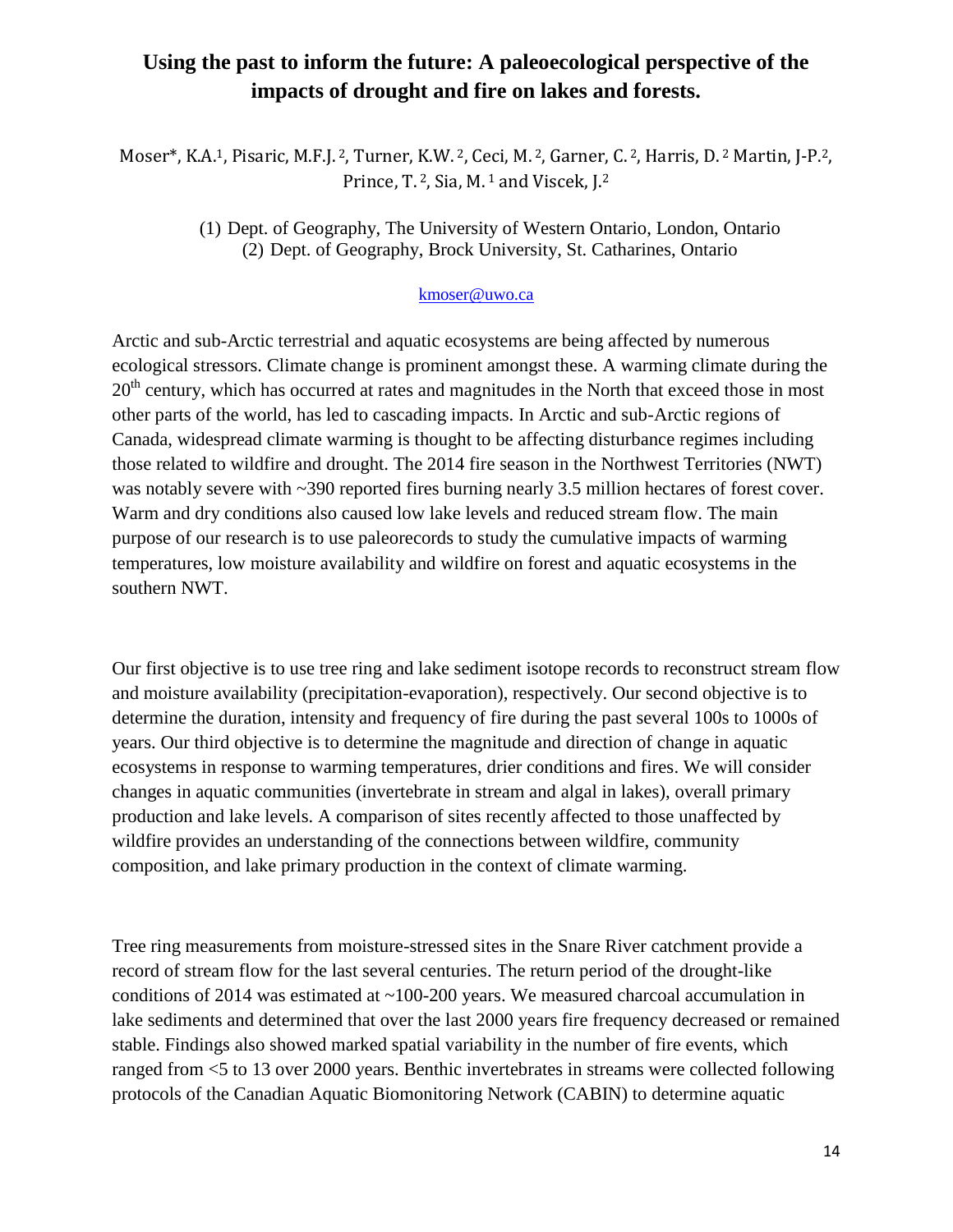## Using the past to inform the future: A paleoecological perspective of the impacts of drought and fire on lakes and forests.

Moser*, K.A.[1], Pisaric, M.F.J.[2], Turner, K.W.[2], Ceci, M.[2], Garner, C.[2], Harris, D.[2] Martin, J-P.[2], Prince, T.[2], Sia, M.[1] and Viscek, J.[2]

(1) Dept. of Geography, The University of Western Ontario, London, Ontario
(2) Dept. of Geography, Brock University, St. Catharines, Ontario

kmoser@uwo.ca

Arctic and sub-Arctic terrestrial and aquatic ecosystems are being affected by numerous ecological stressors. Climate change is prominent amongst these. A warming climate during the 20th century, which has occurred at rates and magnitudes in the North that exceed those in most other parts of the world, has led to cascading impacts. In Arctic and sub-Arctic regions of Canada, widespread climate warming is thought to be affecting disturbance regimes including those related to wildfire and drought. The 2014 fire season in the Northwest Territories (NWT) was notably severe with ~390 reported fires burning nearly 3.5 million hectares of forest cover. Warm and dry conditions also caused low lake levels and reduced stream flow. The main purpose of our research is to use paleorecords to study the cumulative impacts of warming temperatures, low moisture availability and wildfire on forest and aquatic ecosystems in the southern NWT.

Our first objective is to use tree ring and lake sediment isotope records to reconstruct stream flow and moisture availability (precipitation-evaporation), respectively. Our second objective is to determine the duration, intensity and frequency of fire during the past several 100s to 1000s of years. Our third objective is to determine the magnitude and direction of change in aquatic ecosystems in response to warming temperatures, drier conditions and fires. We will consider changes in aquatic communities (invertebrate in stream and algal in lakes), overall primary production and lake levels. A comparison of sites recently affected to those unaffected by wildfire provides an understanding of the connections between wildfire, community composition, and lake primary production in the context of climate warming.

Tree ring measurements from moisture-stressed sites in the Snare River catchment provide a record of stream flow for the last several centuries. The return period of the drought-like conditions of 2014 was estimated at ~100-200 years. We measured charcoal accumulation in lake sediments and determined that over the last 2000 years fire frequency decreased or remained stable. Findings also showed marked spatial variability in the number of fire events, which ranged from <5 to 13 over 2000 years. Benthic invertebrates in streams were collected following protocols of the Canadian Aquatic Biomonitoring Network (CABIN) to determine aquatic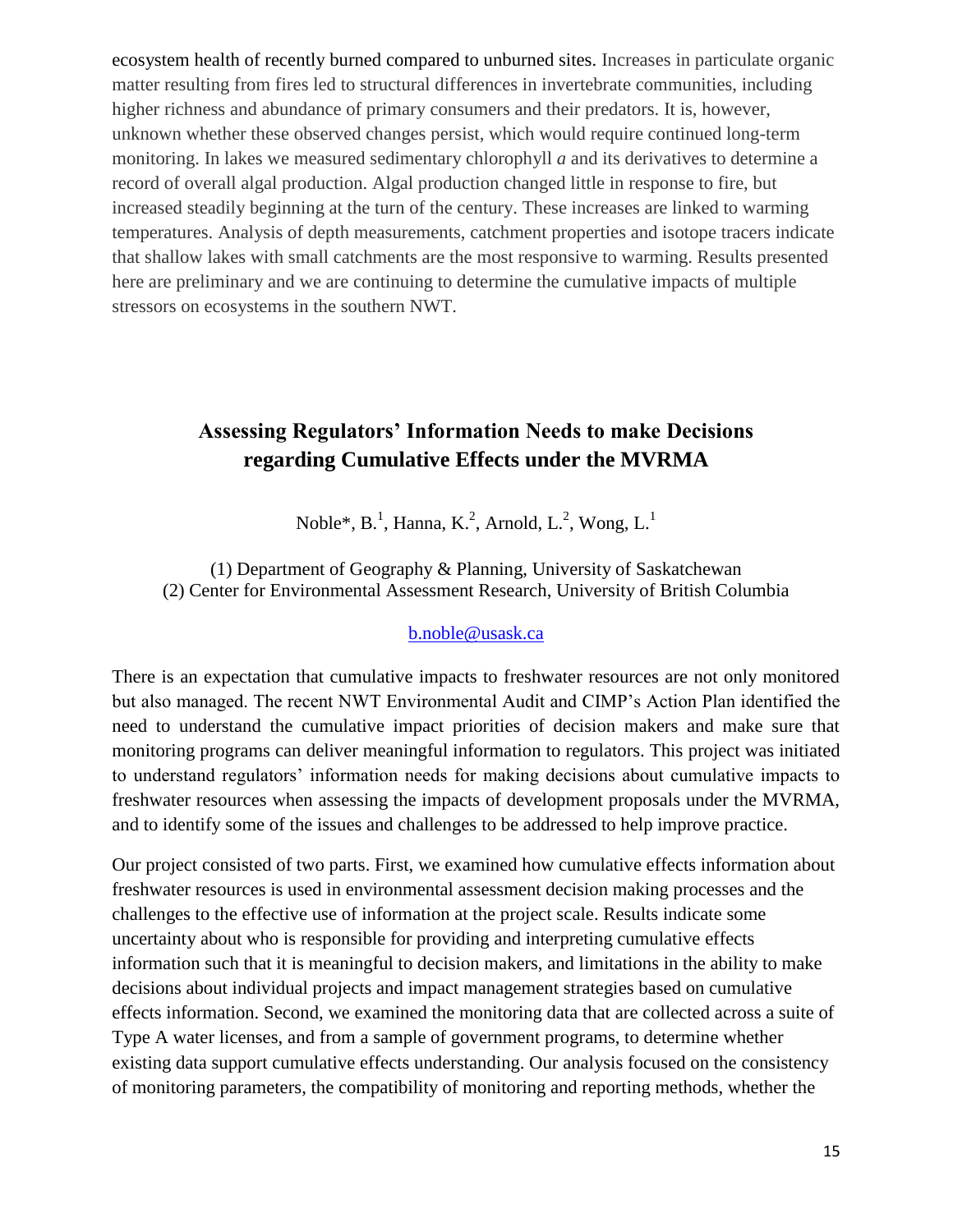ecosystem health of recently burned compared to unburned sites. Increases in particulate organic matter resulting from fires led to structural differences in invertebrate communities, including higher richness and abundance of primary consumers and their predators. It is, however, unknown whether these observed changes persist, which would require continued long-term monitoring. In lakes we measured sedimentary chlorophyll *a* and its derivatives to determine a record of overall algal production. Algal production changed little in response to fire, but increased steadily beginning at the turn of the century. These increases are linked to warming temperatures. Analysis of depth measurements, catchment properties and isotope tracers indicate that shallow lakes with small catchments are the most responsive to warming. Results presented here are preliminary and we are continuing to determine the cumulative impacts of multiple stressors on ecosystems in the southern NWT.

## Assessing Regulators' Information Needs to make Decisions regarding Cumulative Effects under the MVRMA

Noble*, B.[1], Hanna, K.[2], Arnold, L.[2], Wong, L.[1]

(1) Department of Geography & Planning, University of Saskatchewan
(2) Center for Environmental Assessment Research, University of British Columbia

b.noble@usask.ca

There is an expectation that cumulative impacts to freshwater resources are not only monitored but also managed. The recent NWT Environmental Audit and CIMP's Action Plan identified the need to understand the cumulative impact priorities of decision makers and make sure that monitoring programs can deliver meaningful information to regulators. This project was initiated to understand regulators' information needs for making decisions about cumulative impacts to freshwater resources when assessing the impacts of development proposals under the MVRMA, and to identify some of the issues and challenges to be addressed to help improve practice.

Our project consisted of two parts. First, we examined how cumulative effects information about freshwater resources is used in environmental assessment decision making processes and the challenges to the effective use of information at the project scale. Results indicate some uncertainty about who is responsible for providing and interpreting cumulative effects information such that it is meaningful to decision makers, and limitations in the ability to make decisions about individual projects and impact management strategies based on cumulative effects information. Second, we examined the monitoring data that are collected across a suite of Type A water licenses, and from a sample of government programs, to determine whether existing data support cumulative effects understanding. Our analysis focused on the consistency of monitoring parameters, the compatibility of monitoring and reporting methods, whether the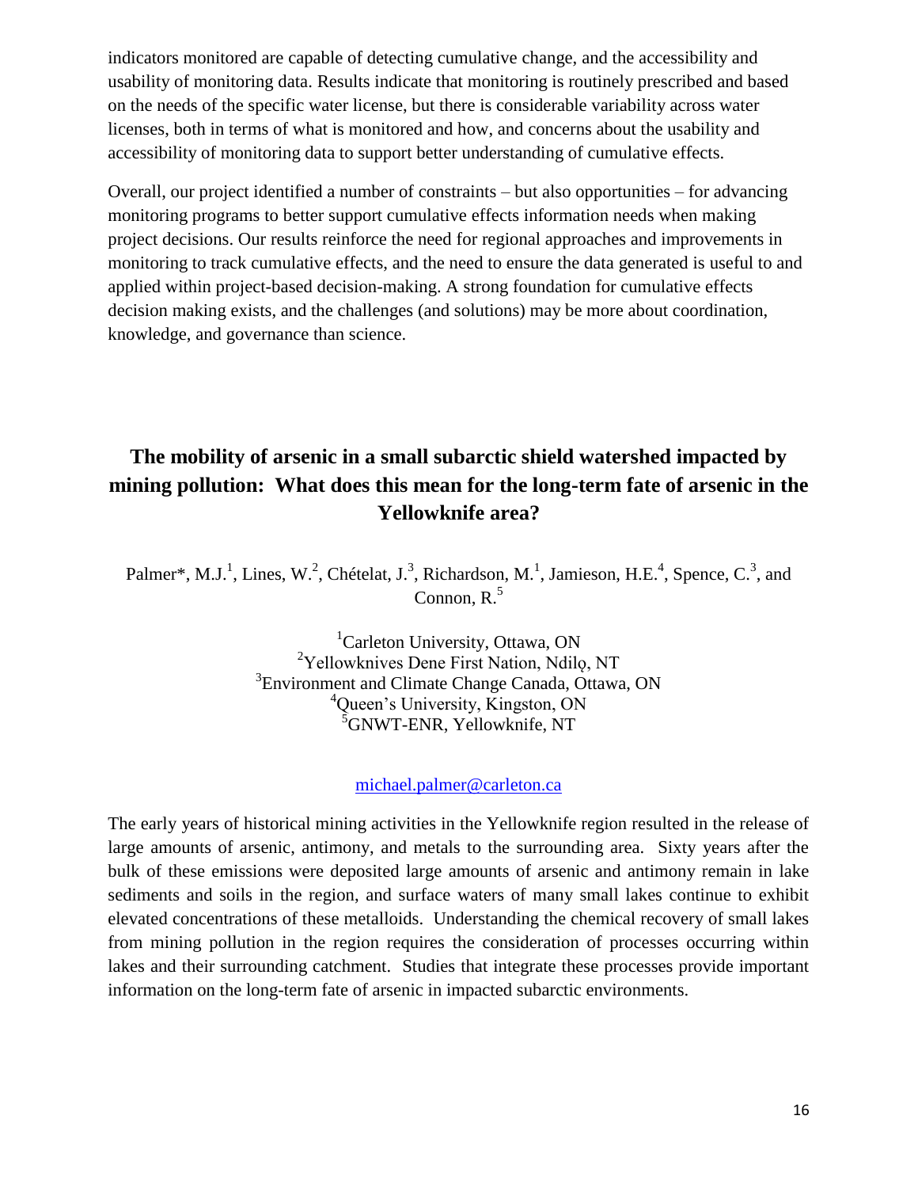indicators monitored are capable of detecting cumulative change, and the accessibility and usability of monitoring data. Results indicate that monitoring is routinely prescribed and based on the needs of the specific water license, but there is considerable variability across water licenses, both in terms of what is monitored and how, and concerns about the usability and accessibility of monitoring data to support better understanding of cumulative effects.

Overall, our project identified a number of constraints – but also opportunities – for advancing monitoring programs to better support cumulative effects information needs when making project decisions. Our results reinforce the need for regional approaches and improvements in monitoring to track cumulative effects, and the need to ensure the data generated is useful to and applied within project-based decision-making. A strong foundation for cumulative effects decision making exists, and the challenges (and solutions) may be more about coordination, knowledge, and governance than science.

## The mobility of arsenic in a small subarctic shield watershed impacted by mining pollution: What does this mean for the long-term fate of arsenic in the Yellowknife area?

Palmer*, M.J.[1], Lines, W.[2], Chételat, J.[3], Richardson, M.[1], Jamieson, H.E.[4], Spence, C.[3], and Connon, R.[5]

[1]Carleton University, Ottawa, ON
[2]Yellowknives Dene First Nation, Ndilǫ, NT
[3]Environment and Climate Change Canada, Ottawa, ON
[4]Queen's University, Kingston, ON
[5]GNWT-ENR, Yellowknife, NT

michael.palmer@carleton.ca

The early years of historical mining activities in the Yellowknife region resulted in the release of large amounts of arsenic, antimony, and metals to the surrounding area. Sixty years after the bulk of these emissions were deposited large amounts of arsenic and antimony remain in lake sediments and soils in the region, and surface waters of many small lakes continue to exhibit elevated concentrations of these metalloids. Understanding the chemical recovery of small lakes from mining pollution in the region requires the consideration of processes occurring within lakes and their surrounding catchment. Studies that integrate these processes provide important information on the long-term fate of arsenic in impacted subarctic environments.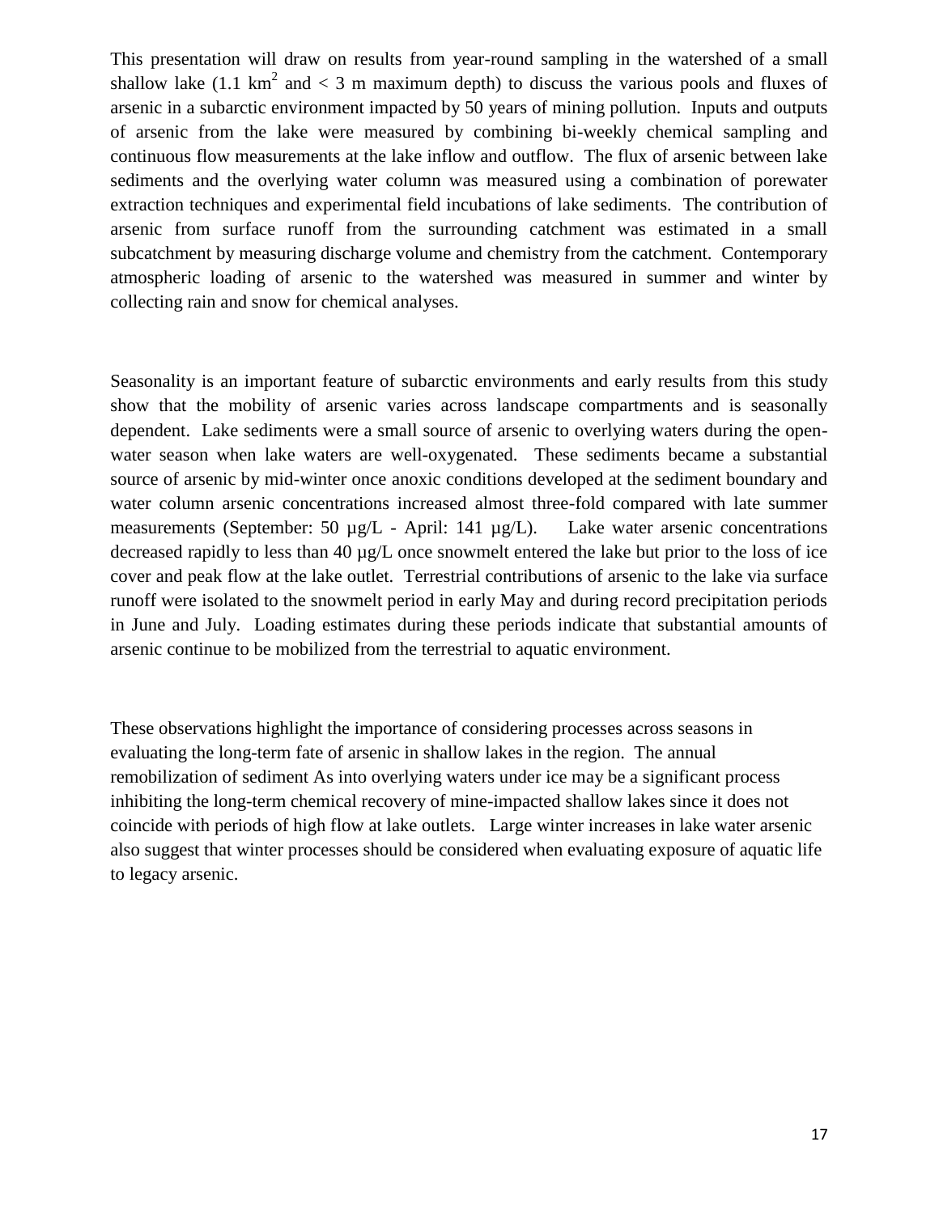This presentation will draw on results from year-round sampling in the watershed of a small shallow lake (1.1 $km^2$ and < 3 m maximum depth) to discuss the various pools and fluxes of arsenic in a subarctic environment impacted by 50 years of mining pollution. Inputs and outputs of arsenic from the lake were measured by combining bi-weekly chemical sampling and continuous flow measurements at the lake inflow and outflow. The flux of arsenic between lake sediments and the overlying water column was measured using a combination of porewater extraction techniques and experimental field incubations of lake sediments. The contribution of arsenic from surface runoff from the surrounding catchment was estimated in a small subcatchment by measuring discharge volume and chemistry from the catchment. Contemporary atmospheric loading of arsenic to the watershed was measured in summer and winter by collecting rain and snow for chemical analyses.

Seasonality is an important feature of subarctic environments and early results from this study show that the mobility of arsenic varies across landscape compartments and is seasonally dependent. Lake sediments were a small source of arsenic to overlying waters during the open-water season when lake waters are well-oxygenated. These sediments became a substantial source of arsenic by mid-winter once anoxic conditions developed at the sediment boundary and water column arsenic concentrations increased almost three-fold compared with late summer measurements (September: 50 µg/L - April: 141 µg/L). Lake water arsenic concentrations decreased rapidly to less than 40 µg/L once snowmelt entered the lake but prior to the loss of ice cover and peak flow at the lake outlet. Terrestrial contributions of arsenic to the lake via surface runoff were isolated to the snowmelt period in early May and during record precipitation periods in June and July. Loading estimates during these periods indicate that substantial amounts of arsenic continue to be mobilized from the terrestrial to aquatic environment.

These observations highlight the importance of considering processes across seasons in evaluating the long-term fate of arsenic in shallow lakes in the region. The annual remobilization of sediment As into overlying waters under ice may be a significant process inhibiting the long-term chemical recovery of mine-impacted shallow lakes since it does not coincide with periods of high flow at lake outlets. Large winter increases in lake water arsenic also suggest that winter processes should be considered when evaluating exposure of aquatic life to legacy arsenic.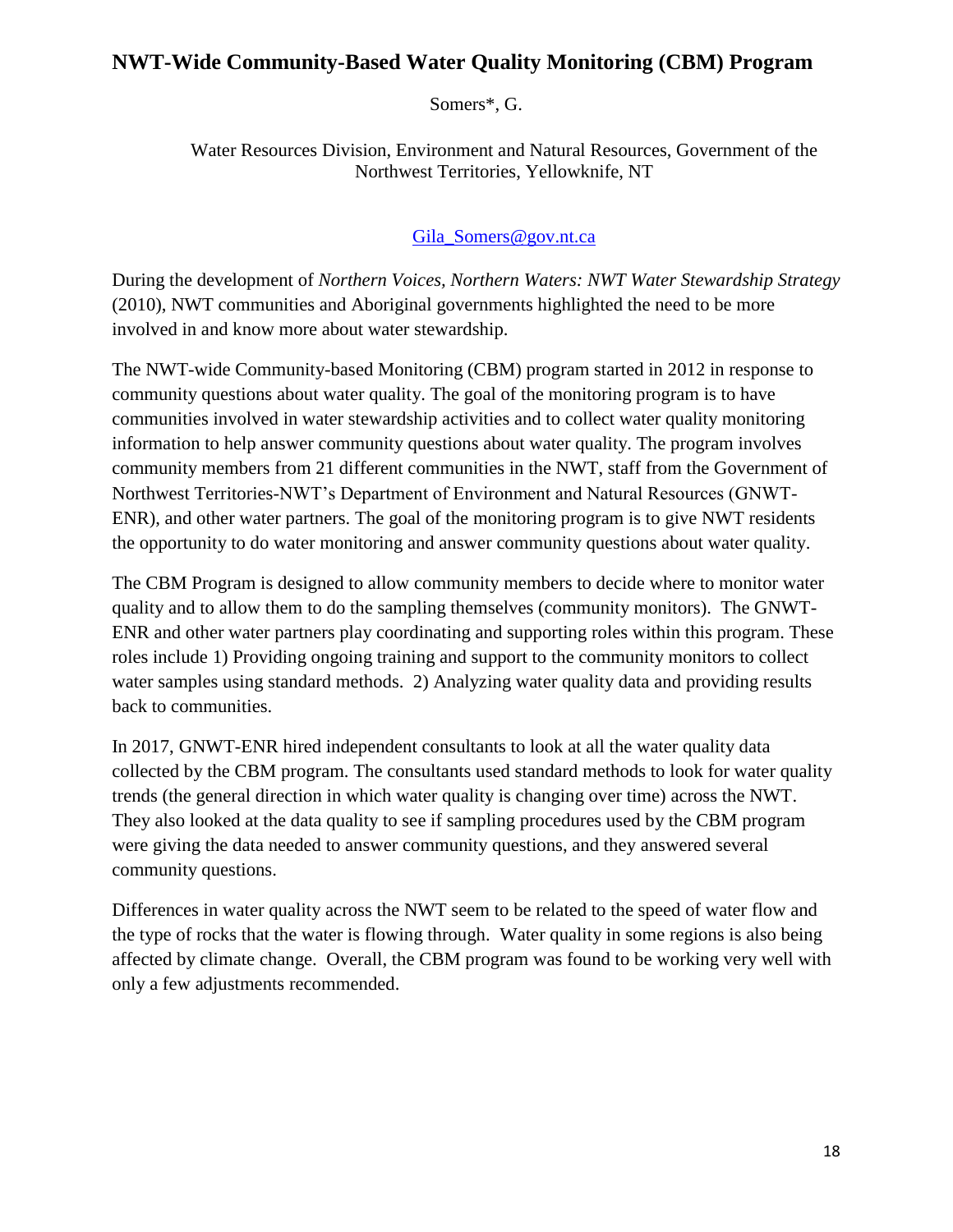## NWT-Wide Community-Based Water Quality Monitoring (CBM) Program

Somers*, G.

Water Resources Division, Environment and Natural Resources, Government of the Northwest Territories, Yellowknife, NT

Gila_Somers@gov.nt.ca

During the development of *Northern Voices, Northern Waters: NWT Water Stewardship Strategy* (2010), NWT communities and Aboriginal governments highlighted the need to be more involved in and know more about water stewardship.

The NWT-wide Community-based Monitoring (CBM) program started in 2012 in response to community questions about water quality. The goal of the monitoring program is to have communities involved in water stewardship activities and to collect water quality monitoring information to help answer community questions about water quality. The program involves community members from 21 different communities in the NWT, staff from the Government of Northwest Territories-NWT's Department of Environment and Natural Resources (GNWT-ENR), and other water partners. The goal of the monitoring program is to give NWT residents the opportunity to do water monitoring and answer community questions about water quality.

The CBM Program is designed to allow community members to decide where to monitor water quality and to allow them to do the sampling themselves (community monitors). The GNWT-ENR and other water partners play coordinating and supporting roles within this program. These roles include 1) Providing ongoing training and support to the community monitors to collect water samples using standard methods. 2) Analyzing water quality data and providing results back to communities.

In 2017, GNWT-ENR hired independent consultants to look at all the water quality data collected by the CBM program. The consultants used standard methods to look for water quality trends (the general direction in which water quality is changing over time) across the NWT. They also looked at the data quality to see if sampling procedures used by the CBM program were giving the data needed to answer community questions, and they answered several community questions.

Differences in water quality across the NWT seem to be related to the speed of water flow and the type of rocks that the water is flowing through. Water quality in some regions is also being affected by climate change. Overall, the CBM program was found to be working very well with only a few adjustments recommended.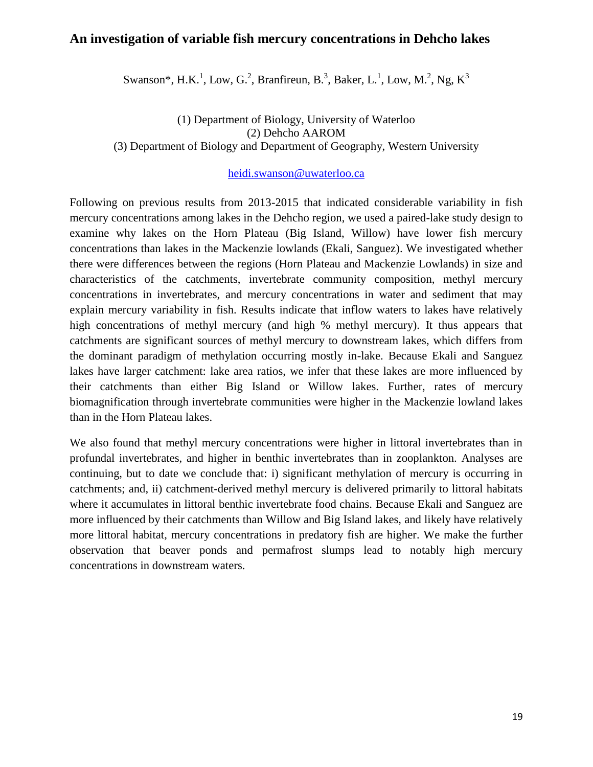## An investigation of variable fish mercury concentrations in Dehcho lakes

Swanson*, H.K.[1], Low, G.[2], Branfireun, B.[3], Baker, L.[1], Low, M.[2], Ng, K[3]

(1) Department of Biology, University of Waterloo
(2) Dehcho AAROM
(3) Department of Biology and Department of Geography, Western University

heidi.swanson@uwaterloo.ca

Following on previous results from 2013-2015 that indicated considerable variability in fish mercury concentrations among lakes in the Dehcho region, we used a paired-lake study design to examine why lakes on the Horn Plateau (Big Island, Willow) have lower fish mercury concentrations than lakes in the Mackenzie lowlands (Ekali, Sanguez). We investigated whether there were differences between the regions (Horn Plateau and Mackenzie Lowlands) in size and characteristics of the catchments, invertebrate community composition, methyl mercury concentrations in invertebrates, and mercury concentrations in water and sediment that may explain mercury variability in fish. Results indicate that inflow waters to lakes have relatively high concentrations of methyl mercury (and high % methyl mercury). It thus appears that catchments are significant sources of methyl mercury to downstream lakes, which differs from the dominant paradigm of methylation occurring mostly in-lake. Because Ekali and Sanguez lakes have larger catchment: lake area ratios, we infer that these lakes are more influenced by their catchments than either Big Island or Willow lakes. Further, rates of mercury biomagnification through invertebrate communities were higher in the Mackenzie lowland lakes than in the Horn Plateau lakes.

We also found that methyl mercury concentrations were higher in littoral invertebrates than in profundal invertebrates, and higher in benthic invertebrates than in zooplankton. Analyses are continuing, but to date we conclude that: i) significant methylation of mercury is occurring in catchments; and, ii) catchment-derived methyl mercury is delivered primarily to littoral habitats where it accumulates in littoral benthic invertebrate food chains. Because Ekali and Sanguez are more influenced by their catchments than Willow and Big Island lakes, and likely have relatively more littoral habitat, mercury concentrations in predatory fish are higher. We make the further observation that beaver ponds and permafrost slumps lead to notably high mercury concentrations in downstream waters.